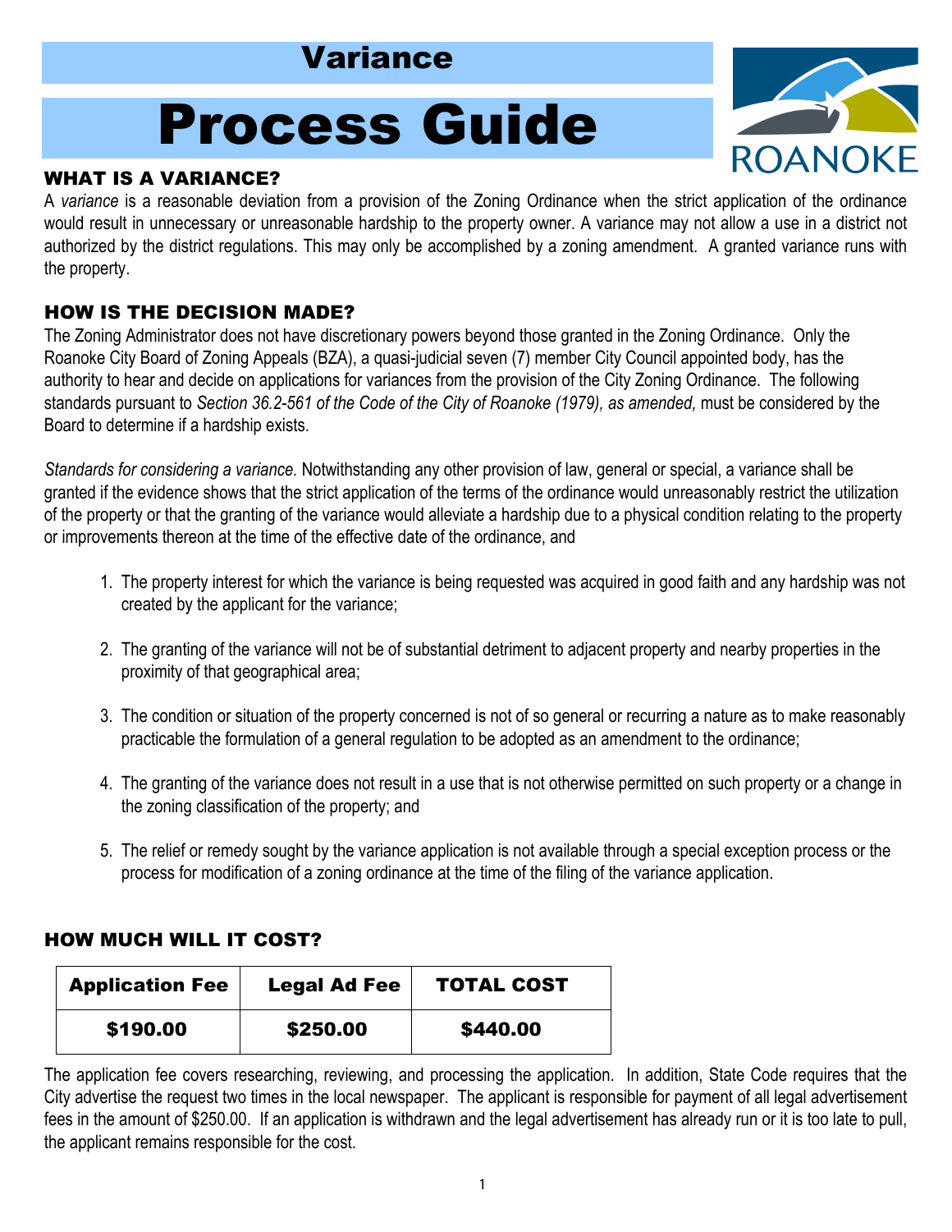# Variance

# Process Guide

ROANOKE

## WHAT IS A VARIANCE?

A *variance* is a reasonable deviation from a provision of the Zoning Ordinance when the strict application of the ordinance would result in unnecessary or unreasonable hardship to the property owner. A variance may not allow a use in a district not authorized by the district regulations. This may only be accomplished by a zoning amendment. A granted variance runs with the property.

## HOW IS THE DECISION MADE?

The Zoning Administrator does not have discretionary powers beyond those granted in the Zoning Ordinance. Only the Roanoke City Board of Zoning Appeals (BZA), a quasi-judicial seven (7) member City Council appointed body, has the authority to hear and decide on applications for variances from the provision of the City Zoning Ordinance. The following standards pursuant to *Section 36.2-561 of the Code of the City of Roanoke (1979), as amended,* must be considered by the Board to determine if a hardship exists.

*Standards for considering a variance.* Notwithstanding any other provision of law, general or special, a variance shall be granted if the evidence shows that the strict application of the terms of the ordinance would unreasonably restrict the utilization of the property or that the granting of the variance would alleviate a hardship due to a physical condition relating to the property or improvements thereon at the time of the effective date of the ordinance, and

1. The property interest for which the variance is being requested was acquired in good faith and any hardship was not created by the applicant for the variance;
2. The granting of the variance will not be of substantial detriment to adjacent property and nearby properties in the proximity of that geographical area;
3. The condition or situation of the property concerned is not of so general or recurring a nature as to make reasonably practicable the formulation of a general regulation to be adopted as an amendment to the ordinance;
4. The granting of the variance does not result in a use that is not otherwise permitted on such property or a change in the zoning classification of the property; and
5. The relief or remedy sought by the variance application is not available through a special exception process or the process for modification of a zoning ordinance at the time of the filing of the variance application.

## HOW MUCH WILL IT COST?

| Application Fee | Legal Ad Fee | TOTAL COST |
|---|---|---|
| $190.00 | $250.00 | $440.00 |

The application fee covers researching, reviewing, and processing the application. In addition, State Code requires that the City advertise the request two times in the local newspaper. The applicant is responsible for payment of all legal advertisement fees in the amount of $250.00. If an application is withdrawn and the legal advertisement has already run or it is too late to pull, the applicant remains responsible for the cost.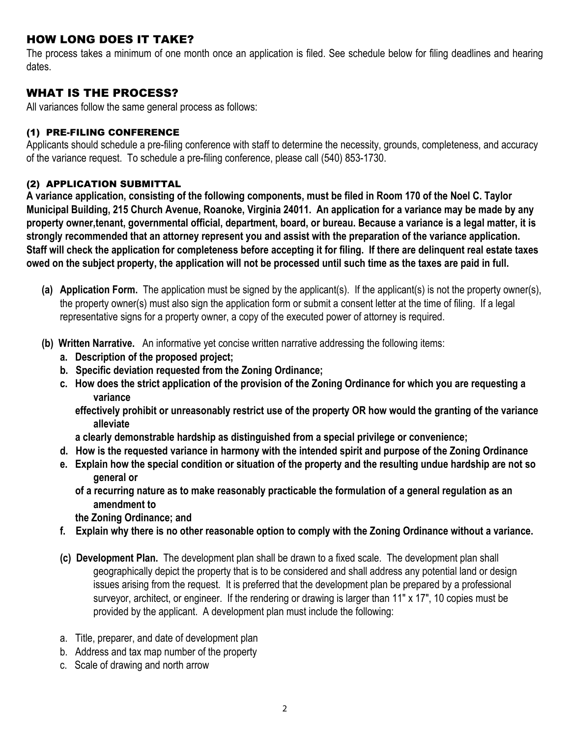## HOW LONG DOES IT TAKE?

The process takes a minimum of one month once an application is filed. See schedule below for filing deadlines and hearing dates.

## WHAT IS THE PROCESS?

All variances follow the same general process as follows:

### (1) PRE-FILING CONFERENCE

Applicants should schedule a pre-filing conference with staff to determine the necessity, grounds, completeness, and accuracy of the variance request. To schedule a pre-filing conference, please call (540) 853-1730.

### (2) APPLICATION SUBMITTAL

**A variance application, consisting of the following components, must be filed in Room 170 of the Noel C. Taylor Municipal Building, 215 Church Avenue, Roanoke, Virginia 24011. An application for a variance may be made by any property owner,tenant, governmental official, department, board, or bureau. Because a variance is a legal matter, it is strongly recommended that an attorney represent you and assist with the preparation of the variance application. Staff will check the application for completeness before accepting it for filing. If there are delinquent real estate taxes owed on the subject property, the application will not be processed until such time as the taxes are paid in full.**

- **(a) Application Form.** The application must be signed by the applicant(s). If the applicant(s) is not the property owner(s), the property owner(s) must also sign the application form or submit a consent letter at the time of filing. If a legal representative signs for a property owner, a copy of the executed power of attorney is required.
- **(b) Written Narrative.** An informative yet concise written narrative addressing the following items:
  - **a. Description of the proposed project;**
  - **b. Specific deviation requested from the Zoning Ordinance;**
  - **c. How does the strict application of the provision of the Zoning Ordinance for which you are requesting a variance effectively prohibit or unreasonably restrict use of the property OR how would the granting of the variance alleviate a clearly demonstrable hardship as distinguished from a special privilege or convenience;**
  - **d. How is the requested variance in harmony with the intended spirit and purpose of the Zoning Ordinance**
  - **e. Explain how the special condition or situation of the property and the resulting undue hardship are not so general or of a recurring nature as to make reasonably practicable the formulation of a general regulation as an amendment to the Zoning Ordinance; and**
  - **f. Explain why there is no other reasonable option to comply with the Zoning Ordinance without a variance.**
- **(c) Development Plan.** The development plan shall be drawn to a fixed scale. The development plan shall geographically depict the property that is to be considered and shall address any potential land or design issues arising from the request. It is preferred that the development plan be prepared by a professional surveyor, architect, or engineer. If the rendering or drawing is larger than 11" x 17", 10 copies must be provided by the applicant. A development plan must include the following:

  a. Title, preparer, and date of development plan
  
  b. Address and tax map number of the property
  
  c. Scale of drawing and north arrow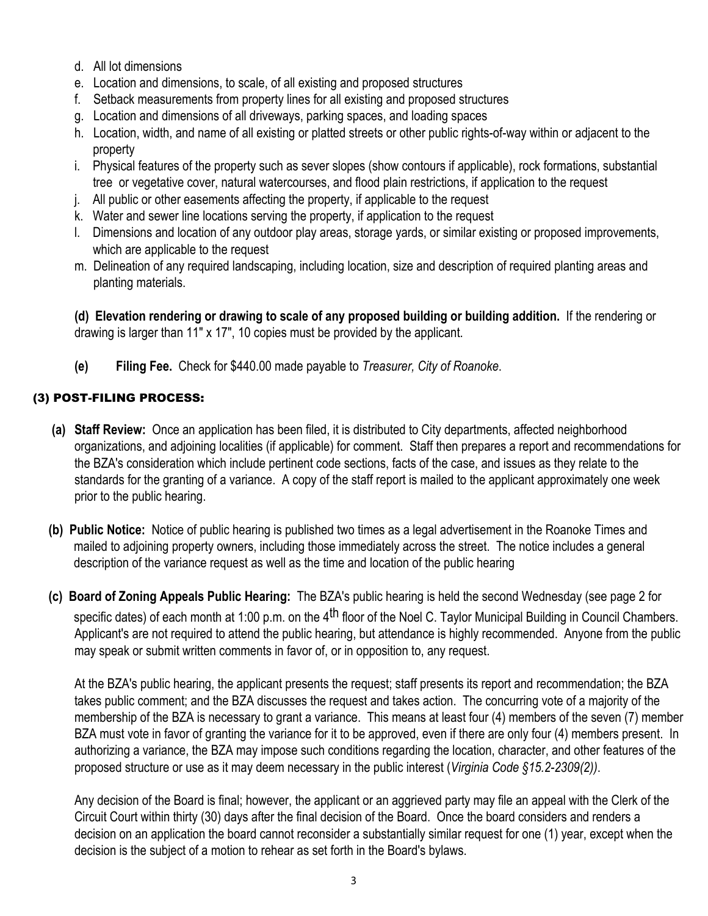d. All lot dimensions
e. Location and dimensions, to scale, of all existing and proposed structures
f. Setback measurements from property lines for all existing and proposed structures
g. Location and dimensions of all driveways, parking spaces, and loading spaces
h. Location, width, and name of all existing or platted streets or other public rights-of-way within or adjacent to the property
i. Physical features of the property such as sever slopes (show contours if applicable), rock formations, substantial tree or vegetative cover, natural watercourses, and flood plain restrictions, if application to the request
j. All public or other easements affecting the property, if applicable to the request
k. Water and sewer line locations serving the property, if application to the request
l. Dimensions and location of any outdoor play areas, storage yards, or similar existing or proposed improvements, which are applicable to the request
m. Delineation of any required landscaping, including location, size and description of required planting areas and planting materials.

**(d) Elevation rendering or drawing to scale of any proposed building or building addition.** If the rendering or drawing is larger than 11" x 17", 10 copies must be provided by the applicant.

**(e) Filing Fee.** Check for $440.00 made payable to *Treasurer, City of Roanoke*.

### (3) POST-FILING PROCESS:

**(a) Staff Review:** Once an application has been filed, it is distributed to City departments, affected neighborhood organizations, and adjoining localities (if applicable) for comment. Staff then prepares a report and recommendations for the BZA's consideration which include pertinent code sections, facts of the case, and issues as they relate to the standards for the granting of a variance. A copy of the staff report is mailed to the applicant approximately one week prior to the public hearing.

**(b) Public Notice:** Notice of public hearing is published two times as a legal advertisement in the Roanoke Times and mailed to adjoining property owners, including those immediately across the street. The notice includes a general description of the variance request as well as the time and location of the public hearing

**(c) Board of Zoning Appeals Public Hearing:** The BZA's public hearing is held the second Wednesday (see page 2 for specific dates) of each month at 1:00 p.m. on the 4th floor of the Noel C. Taylor Municipal Building in Council Chambers. Applicant's are not required to attend the public hearing, but attendance is highly recommended. Anyone from the public may speak or submit written comments in favor of, or in opposition to, any request.

At the BZA's public hearing, the applicant presents the request; staff presents its report and recommendation; the BZA takes public comment; and the BZA discusses the request and takes action. The concurring vote of a majority of the membership of the BZA is necessary to grant a variance. This means at least four (4) members of the seven (7) member BZA must vote in favor of granting the variance for it to be approved, even if there are only four (4) members present. In authorizing a variance, the BZA may impose such conditions regarding the location, character, and other features of the proposed structure or use as it may deem necessary in the public interest (*Virginia Code §15.2-2309(2))*.

Any decision of the Board is final; however, the applicant or an aggrieved party may file an appeal with the Clerk of the Circuit Court within thirty (30) days after the final decision of the Board. Once the board considers and renders a decision on an application the board cannot reconsider a substantially similar request for one (1) year, except when the decision is the subject of a motion to rehear as set forth in the Board's bylaws.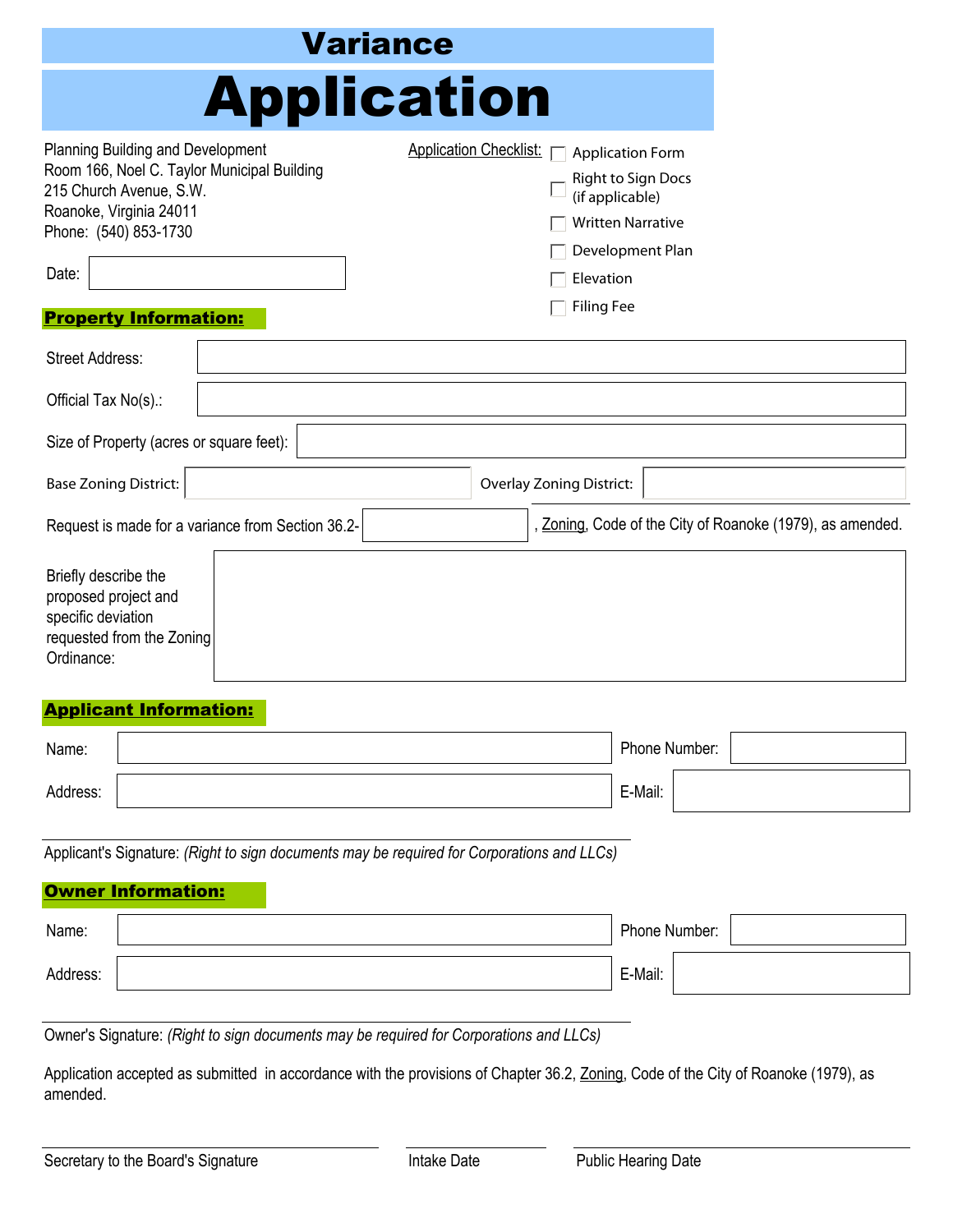# Variance Application

Planning Building and Development
Room 166, Noel C. Taylor Municipal Building
215 Church Avenue, S.W.
Roanoke, Virginia 24011
Phone: (540) 853-1730

Date:

Application Checklist:
- [ ] Application Form
- [ ] Right to Sign Docs (if applicable)
- [ ] Written Narrative
- [ ] Development Plan
- [ ] Elevation
- [ ] Filing Fee

## Property Information:

Street Address:

Official Tax No(s).:

Size of Property (acres or square feet):

Base Zoning District: Overlay Zoning District:

Request is made for a variance from Section 36.2- , Zoning, Code of the City of Roanoke (1979), as amended.

Briefly describe the proposed project and specific deviation requested from the Zoning Ordinance:

## Applicant Information:

Name: Phone Number:

Address: E-Mail:

Applicant's Signature: *(Right to sign documents may be required for Corporations and LLCs)*

## Owner Information:

Name: Phone Number:

Address: E-Mail:

Owner's Signature: *(Right to sign documents may be required for Corporations and LLCs)*

Application accepted as submitted in accordance with the provisions of Chapter 36.2, Zoning, Code of the City of Roanoke (1979), as amended.

Secretary to the Board's Signature Intake Date Public Hearing Date